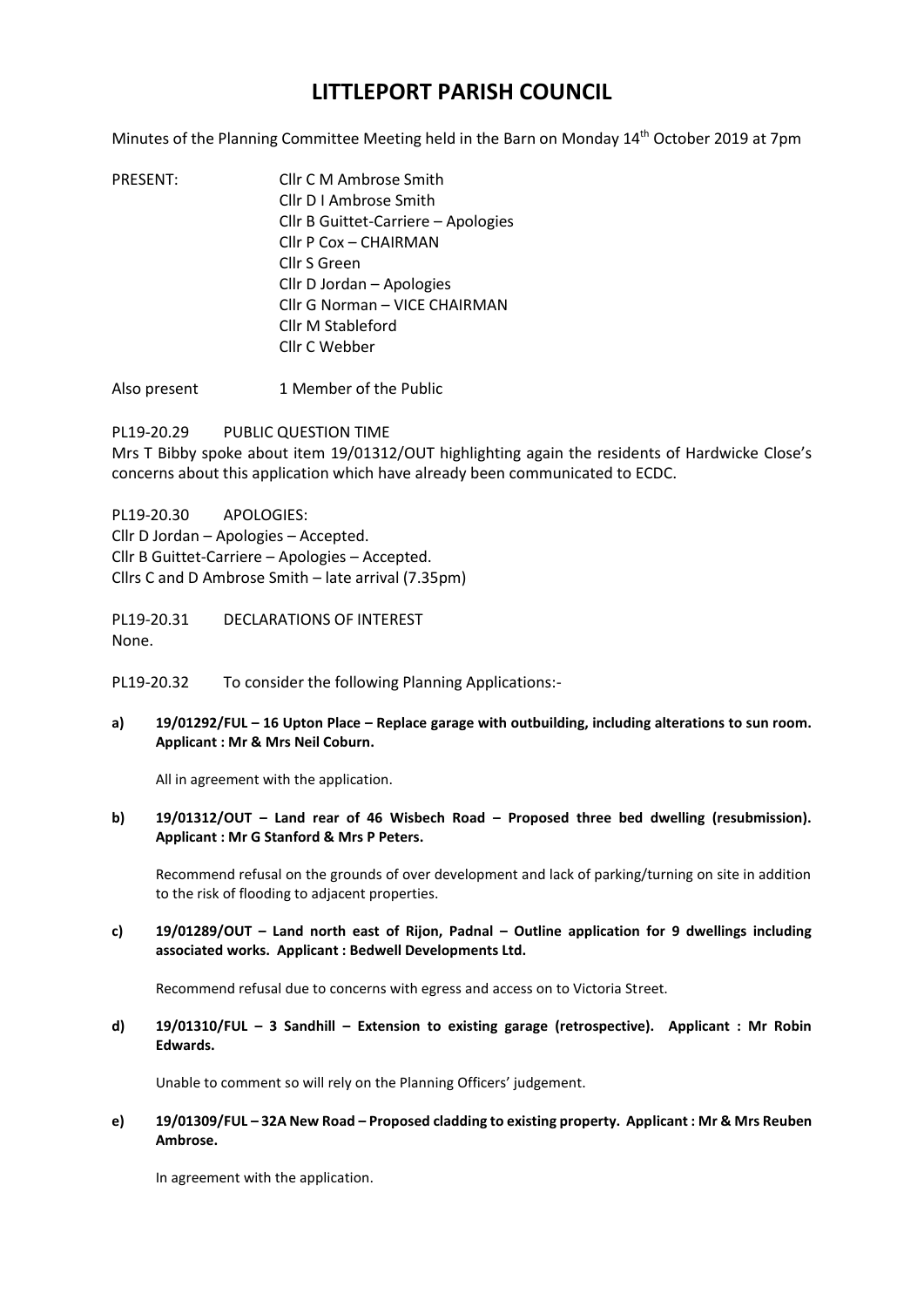# LITTLEPORT PARISH COUNCIL

Minutes of the Planning Committee Meeting held in the Barn on Monday 14th October 2019 at 7pm

PRESENT:
- Cllr C M Ambrose Smith
- Cllr D I Ambrose Smith
- Cllr B Guittet-Carriere – Apologies
- Cllr P Cox – CHAIRMAN
- Cllr S Green
- Cllr D Jordan – Apologies
- Cllr G Norman – VICE CHAIRMAN
- Cllr M Stableford
- Cllr C Webber

Also present 1 Member of the Public

PL19-20.29 PUBLIC QUESTION TIME

Mrs T Bibby spoke about item 19/01312/OUT highlighting again the residents of Hardwicke Close's concerns about this application which have already been communicated to ECDC.

PL19-20.30 APOLOGIES:

Cllr D Jordan – Apologies – Accepted.
Cllr B Guittet-Carriere – Apologies – Accepted.
Cllrs C and D Ambrose Smith – late arrival (7.35pm)

PL19-20.31 DECLARATIONS OF INTEREST

None.

PL19-20.32 To consider the following Planning Applications:-

**a) 19/01292/FUL – 16 Upton Place – Replace garage with outbuilding, including alterations to sun room. Applicant : Mr & Mrs Neil Coburn.**

All in agreement with the application.

**b) 19/01312/OUT – Land rear of 46 Wisbech Road – Proposed three bed dwelling (resubmission). Applicant : Mr G Stanford & Mrs P Peters.**

Recommend refusal on the grounds of over development and lack of parking/turning on site in addition to the risk of flooding to adjacent properties.

**c) 19/01289/OUT – Land north east of Rijon, Padnal – Outline application for 9 dwellings including associated works. Applicant : Bedwell Developments Ltd.**

Recommend refusal due to concerns with egress and access on to Victoria Street.

**d) 19/01310/FUL – 3 Sandhill – Extension to existing garage (retrospective). Applicant : Mr Robin Edwards.**

Unable to comment so will rely on the Planning Officers' judgement.

**e) 19/01309/FUL – 32A New Road – Proposed cladding to existing property. Applicant : Mr & Mrs Reuben Ambrose.**

In agreement with the application.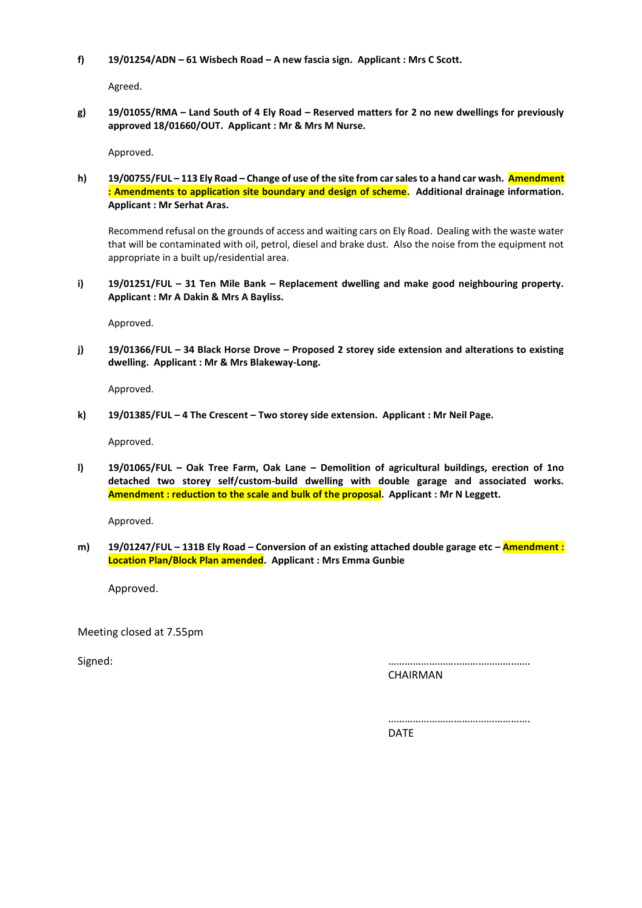f) **19/01254/ADN – 61 Wisbech Road – A new fascia sign. Applicant : Mrs C Scott.**

Agreed.

g) **19/01055/RMA – Land South of 4 Ely Road – Reserved matters for 2 no new dwellings for previously approved 18/01660/OUT. Applicant : Mr & Mrs M Nurse.**

Approved.

h) **19/00755/FUL – 113 Ely Road – Change of use of the site from car sales to a hand car wash. Amendment : Amendments to application site boundary and design of scheme. Additional drainage information. Applicant : Mr Serhat Aras.**

Recommend refusal on the grounds of access and waiting cars on Ely Road. Dealing with the waste water that will be contaminated with oil, petrol, diesel and brake dust. Also the noise from the equipment not appropriate in a built up/residential area.

i) **19/01251/FUL – 31 Ten Mile Bank – Replacement dwelling and make good neighbouring property. Applicant : Mr A Dakin & Mrs A Bayliss.**

Approved.

j) **19/01366/FUL – 34 Black Horse Drove – Proposed 2 storey side extension and alterations to existing dwelling. Applicant : Mr & Mrs Blakeway-Long.**

Approved.

k) **19/01385/FUL – 4 The Crescent – Two storey side extension. Applicant : Mr Neil Page.**

Approved.

l) **19/01065/FUL – Oak Tree Farm, Oak Lane – Demolition of agricultural buildings, erection of 1no detached two storey self/custom-build dwelling with double garage and associated works. Amendment : reduction to the scale and bulk of the proposal. Applicant : Mr N Leggett.**

Approved.

m) **19/01247/FUL – 131B Ely Road – Conversion of an existing attached double garage etc – Amendment : Location Plan/Block Plan amended. Applicant : Mrs Emma Gunbie**

Approved.

Meeting closed at 7.55pm

Signed: ……………………………………………
CHAIRMAN

……………………………………………
DATE